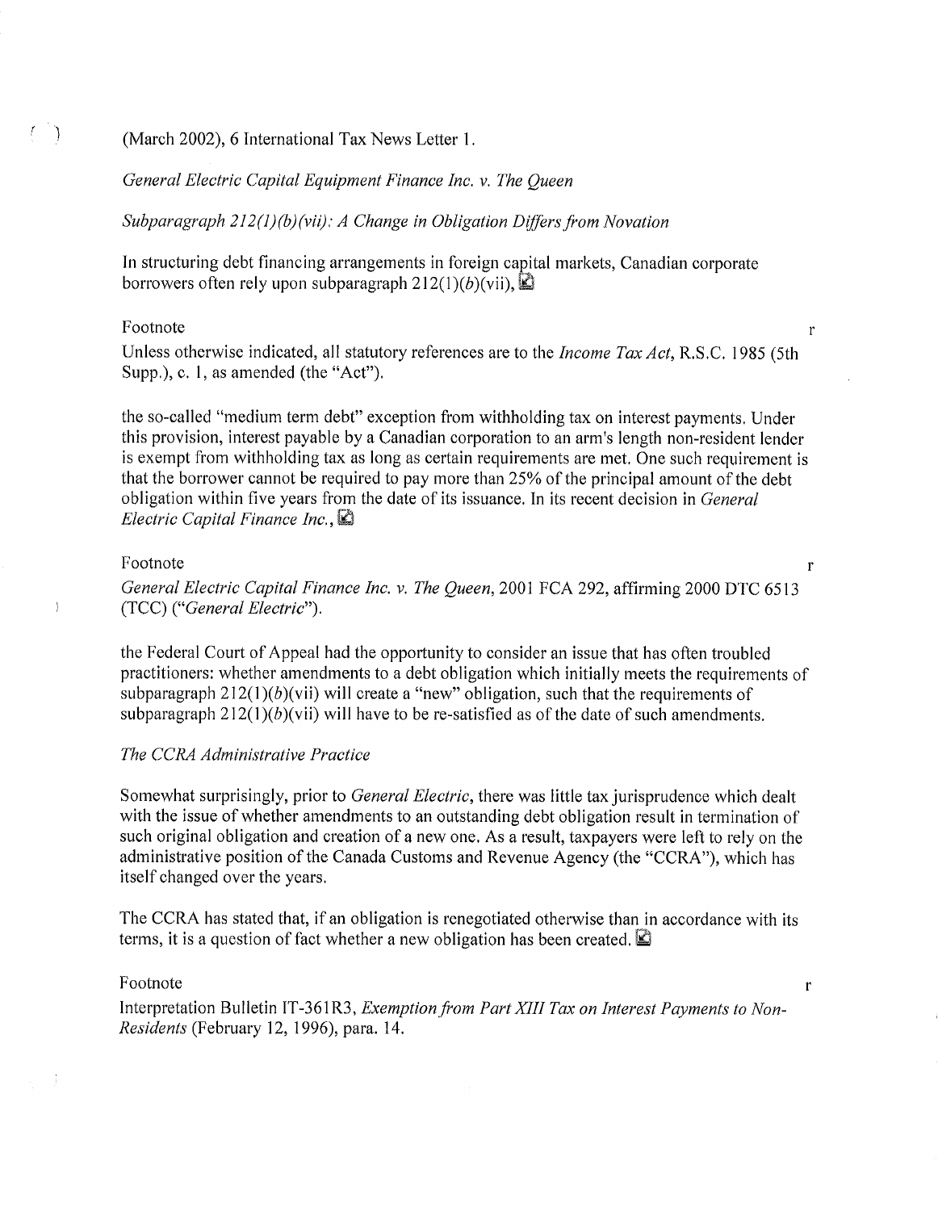(March 2002), 6 International Tax News Letter 1.

*General Electric Capital Equipment Finance Inc. v. The Queen*

*Subparagraph 212(1)(b)(vii): A Change in Obligation Differs from Novation*

In structuring debt financing arrangements in foreign capital markets, Canadian corporate borrowers often rely upon subparagraph 212(1)(*b*)(vii),

Footnote

Unless otherwise indicated, all statutory references are to the *Income Tax Act*, R.S.C. 1985 (5th Supp.), c. 1, as amended (the "Act").

the so-called "medium term debt" exception from withholding tax on interest payments. Under this provision, interest payable by a Canadian corporation to an arm's length non-resident lender is exempt from withholding tax as long as certain requirements are met. One such requirement is that the borrower cannot be required to pay more than 25% of the principal amount of the debt obligation within five years from the date of its issuance. In its recent decision in *General Electric Capital Finance Inc.*,

Footnote

*General Electric Capital Finance Inc. v. The Queen*, 2001 FCA 292, affirming 2000 DTC 6513 (TCC) ("*General Electric*").

the Federal Court of Appeal had the opportunity to consider an issue that has often troubled practitioners: whether amendments to a debt obligation which initially meets the requirements of subparagraph 212(1)(*b*)(vii) will create a "new" obligation, such that the requirements of subparagraph 212(1)(*b*)(vii) will have to be re-satisfied as of the date of such amendments.

*The CCRA Administrative Practice*

Somewhat surprisingly, prior to *General Electric*, there was little tax jurisprudence which dealt with the issue of whether amendments to an outstanding debt obligation result in termination of such original obligation and creation of a new one. As a result, taxpayers were left to rely on the administrative position of the Canada Customs and Revenue Agency (the "CCRA"), which has itself changed over the years.

The CCRA has stated that, if an obligation is renegotiated otherwise than in accordance with its terms, it is a question of fact whether a new obligation has been created.

Footnote

Interpretation Bulletin IT-361R3, *Exemption from Part XIII Tax on Interest Payments to Non-Residents* (February 12, 1996), para. 14.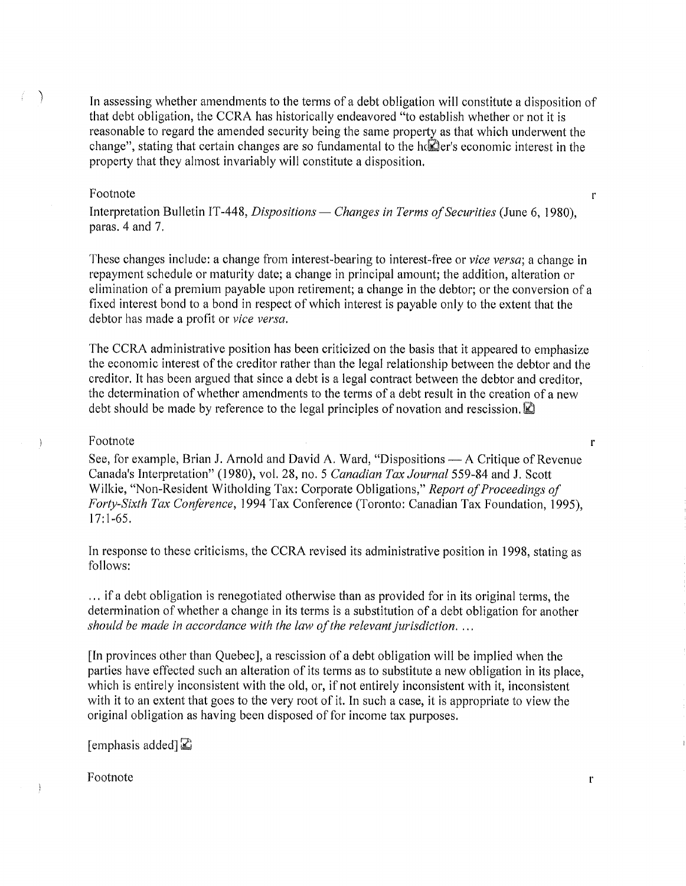In assessing whether amendments to the terms of a debt obligation will constitute a disposition of that debt obligation, the CCRA has historically endeavored "to establish whether or not it is reasonable to regard the amended security being the same property as that which underwent the change", stating that certain changes are so fundamental to the holder's economic interest in the property that they almost invariably will constitute a disposition.

Footnote

Interpretation Bulletin IT-448, *Dispositions — Changes in Terms of Securities* (June 6, 1980), paras. 4 and 7.

These changes include: a change from interest-bearing to interest-free or *vice versa*; a change in repayment schedule or maturity date; a change in principal amount; the addition, alteration or elimination of a premium payable upon retirement; a change in the debtor; or the conversion of a fixed interest bond to a bond in respect of which interest is payable only to the extent that the debtor has made a profit or *vice versa*.

The CCRA administrative position has been criticized on the basis that it appeared to emphasize the economic interest of the creditor rather than the legal relationship between the debtor and the creditor. It has been argued that since a debt is a legal contract between the debtor and creditor, the determination of whether amendments to the terms of a debt result in the creation of a new debt should be made by reference to the legal principles of novation and rescission.

Footnote

See, for example, Brian J. Arnold and David A. Ward, "Dispositions — A Critique of Revenue Canada's Interpretation" (1980), vol. 28, no. 5 *Canadian Tax Journal* 559-84 and J. Scott Wilkie, "Non-Resident Witholding Tax: Corporate Obligations," *Report of Proceedings of Forty-Sixth Tax Conference*, 1994 Tax Conference (Toronto: Canadian Tax Foundation, 1995), 17:1-65.

In response to these criticisms, the CCRA revised its administrative position in 1998, stating as follows:

... if a debt obligation is renegotiated otherwise than as provided for in its original terms, the determination of whether a change in its terms is a substitution of a debt obligation for another *should be made in accordance with the law of the relevant jurisdiction.* ...

[In provinces other than Quebec], a rescission of a debt obligation will be implied when the parties have effected such an alteration of its terms as to substitute a new obligation in its place, which is entirely inconsistent with the old, or, if not entirely inconsistent with it, inconsistent with it to an extent that goes to the very root of it. In such a case, it is appropriate to view the original obligation as having been disposed of for income tax purposes.

[emphasis added]

Footnote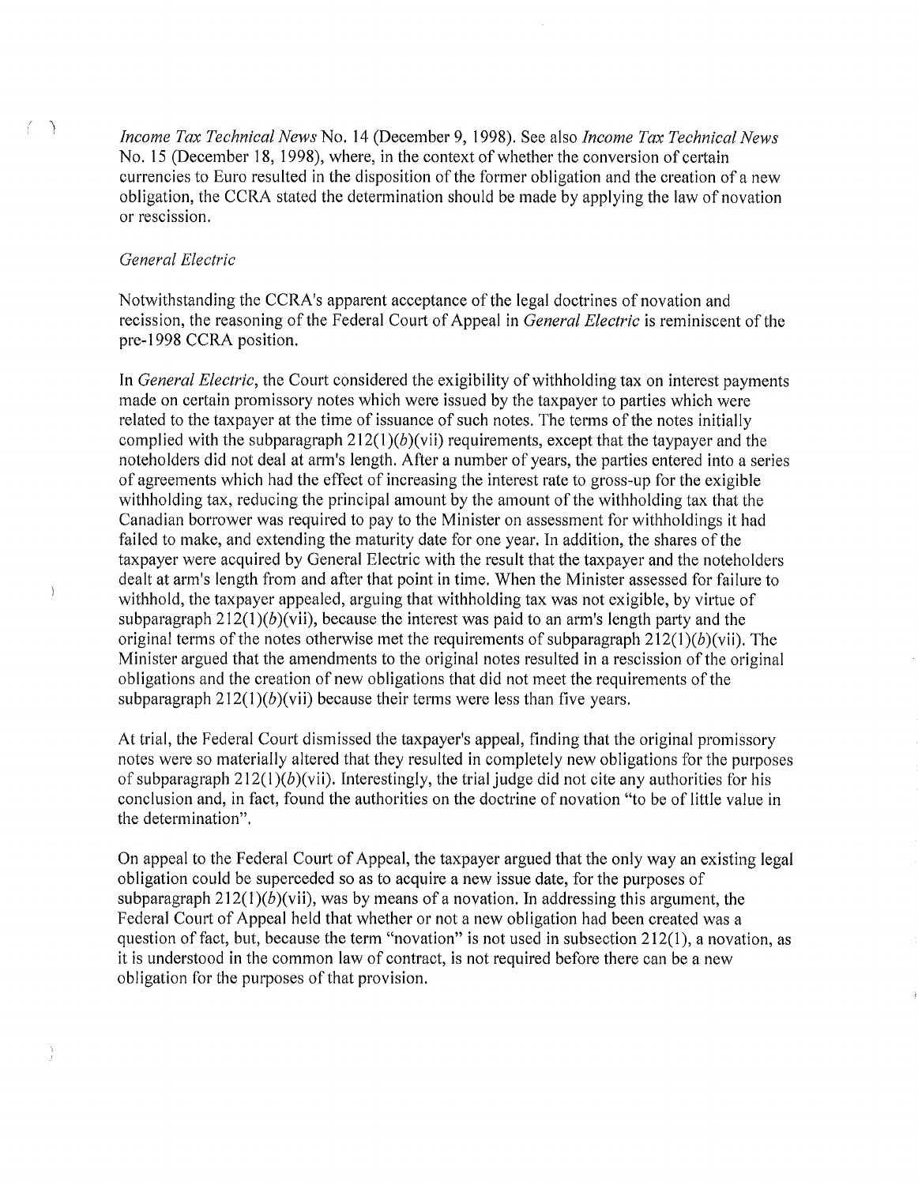*Income Tax Technical News* No. 14 (December 9, 1998). See also *Income Tax Technical News* No. 15 (December 18, 1998), where, in the context of whether the conversion of certain currencies to Euro resulted in the disposition of the former obligation and the creation of a new obligation, the CCRA stated the determination should be made by applying the law of novation or rescission.

*General Electric*

Notwithstanding the CCRA's apparent acceptance of the legal doctrines of novation and recission, the reasoning of the Federal Court of Appeal in *General Electric* is reminiscent of the pre-1998 CCRA position.

In *General Electric*, the Court considered the exigibility of withholding tax on interest payments made on certain promissory notes which were issued by the taxpayer to parties which were related to the taxpayer at the time of issuance of such notes. The terms of the notes initially complied with the subparagraph 212(1)(*b*)(vii) requirements, except that the taypayer and the noteholders did not deal at arm's length. After a number of years, the parties entered into a series of agreements which had the effect of increasing the interest rate to gross-up for the exigible withholding tax, reducing the principal amount by the amount of the withholding tax that the Canadian borrower was required to pay to the Minister on assessment for withholdings it had failed to make, and extending the maturity date for one year. In addition, the shares of the taxpayer were acquired by General Electric with the result that the taxpayer and the noteholders dealt at arm's length from and after that point in time. When the Minister assessed for failure to withhold, the taxpayer appealed, arguing that withholding tax was not exigible, by virtue of subparagraph 212(1)(*b*)(vii), because the interest was paid to an arm's length party and the original terms of the notes otherwise met the requirements of subparagraph 212(1)(*b*)(vii). The Minister argued that the amendments to the original notes resulted in a rescission of the original obligations and the creation of new obligations that did not meet the requirements of the subparagraph 212(1)(*b*)(vii) because their terms were less than five years.

At trial, the Federal Court dismissed the taxpayer's appeal, finding that the original promissory notes were so materially altered that they resulted in completely new obligations for the purposes of subparagraph 212(1)(*b*)(vii). Interestingly, the trial judge did not cite any authorities for his conclusion and, in fact, found the authorities on the doctrine of novation "to be of little value in the determination".

On appeal to the Federal Court of Appeal, the taxpayer argued that the only way an existing legal obligation could be superceded so as to acquire a new issue date, for the purposes of subparagraph 212(1)(*b*)(vii), was by means of a novation. In addressing this argument, the Federal Court of Appeal held that whether or not a new obligation had been created was a question of fact, but, because the term "novation" is not used in subsection 212(1), a novation, as it is understood in the common law of contract, is not required before there can be a new obligation for the purposes of that provision.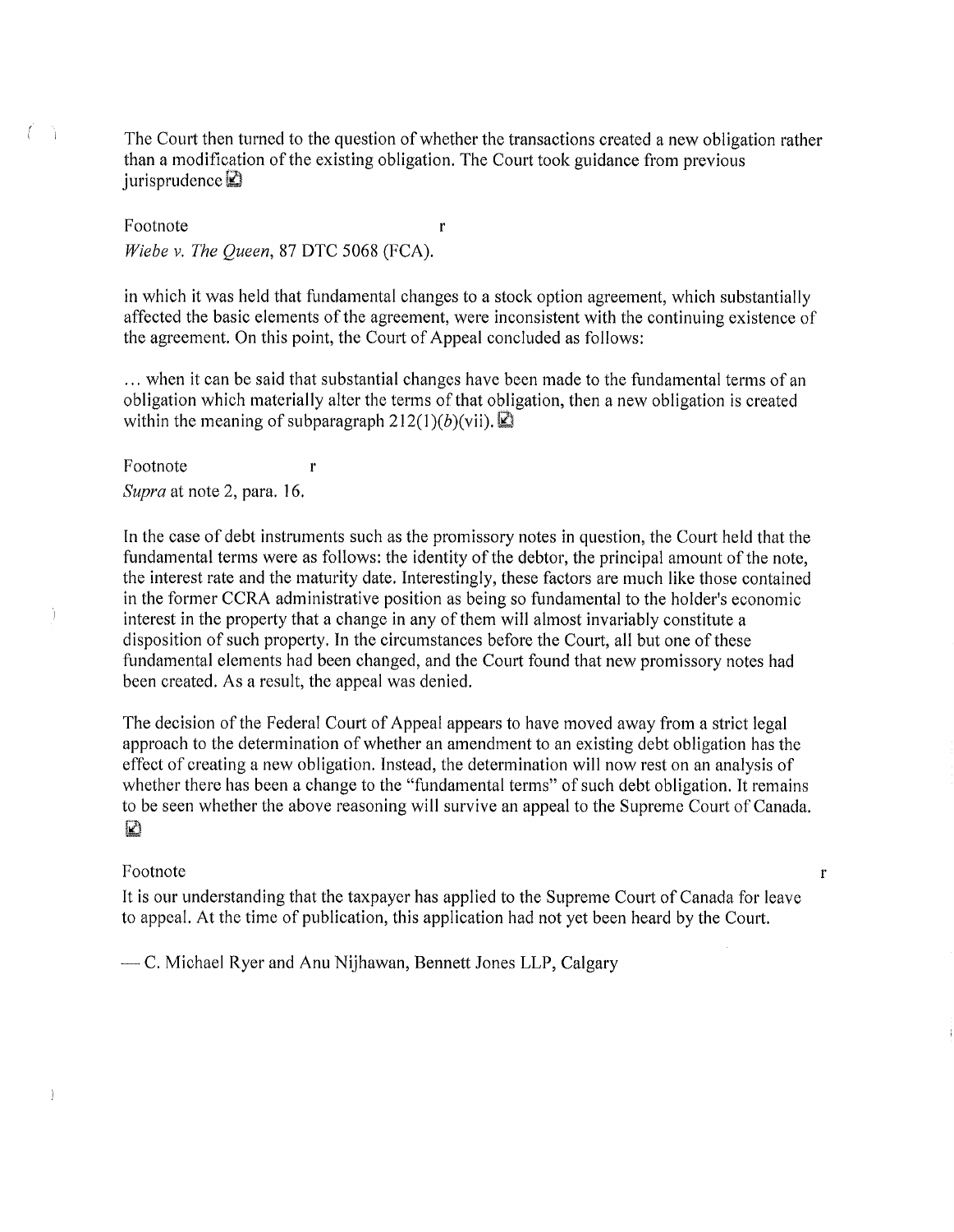The Court then turned to the question of whether the transactions created a new obligation rather than a modification of the existing obligation. The Court took guidance from previous jurisprudence

Footnote

*Wiebe v. The Queen*, 87 DTC 5068 (FCA).

in which it was held that fundamental changes to a stock option agreement, which substantially affected the basic elements of the agreement, were inconsistent with the continuing existence of the agreement. On this point, the Court of Appeal concluded as follows:

... when it can be said that substantial changes have been made to the fundamental terms of an obligation which materially alter the terms of that obligation, then a new obligation is created within the meaning of subparagraph 212(1)(*b*)(vii).

Footnote

*Supra* at note 2, para. 16.

In the case of debt instruments such as the promissory notes in question, the Court held that the fundamental terms were as follows: the identity of the debtor, the principal amount of the note, the interest rate and the maturity date. Interestingly, these factors are much like those contained in the former CCRA administrative position as being so fundamental to the holder's economic interest in the property that a change in any of them will almost invariably constitute a disposition of such property. In the circumstances before the Court, all but one of these fundamental elements had been changed, and the Court found that new promissory notes had been created. As a result, the appeal was denied.

The decision of the Federal Court of Appeal appears to have moved away from a strict legal approach to the determination of whether an amendment to an existing debt obligation has the effect of creating a new obligation. Instead, the determination will now rest on an analysis of whether there has been a change to the "fundamental terms" of such debt obligation. It remains to be seen whether the above reasoning will survive an appeal to the Supreme Court of Canada.

Footnote

It is our understanding that the taxpayer has applied to the Supreme Court of Canada for leave to appeal. At the time of publication, this application had not yet been heard by the Court.

— C. Michael Ryer and Anu Nijhawan, Bennett Jones LLP, Calgary